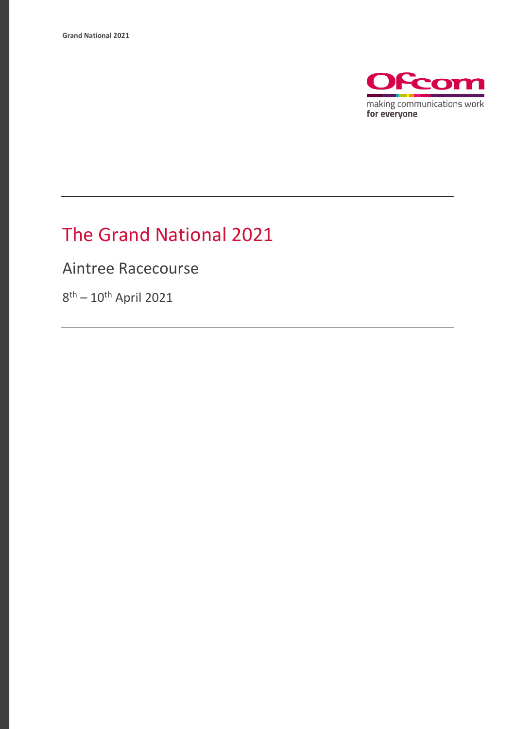# The Grand National 2021

## Aintree Racecourse

8th – 10th April 2021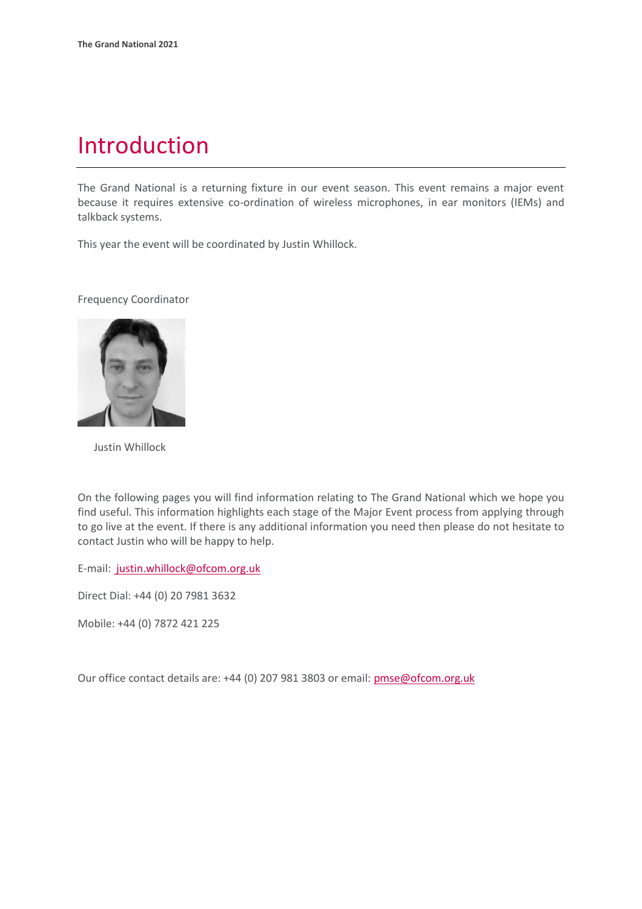# Introduction

The Grand National is a returning fixture in our event season. This event remains a major event because it requires extensive co-ordination of wireless microphones, in ear monitors (IEMs) and talkback systems.

This year the event will be coordinated by Justin Whillock.

Frequency Coordinator

Justin Whillock

On the following pages you will find information relating to The Grand National which we hope you find useful. This information highlights each stage of the Major Event process from applying through to go live at the event. If there is any additional information you need then please do not hesitate to contact Justin who will be happy to help.

E-mail: justin.whillock@ofcom.org.uk

Direct Dial: +44 (0) 20 7981 3632

Mobile: +44 (0) 7872 421 225

Our office contact details are: +44 (0) 207 981 3803 or email: pmse@ofcom.org.uk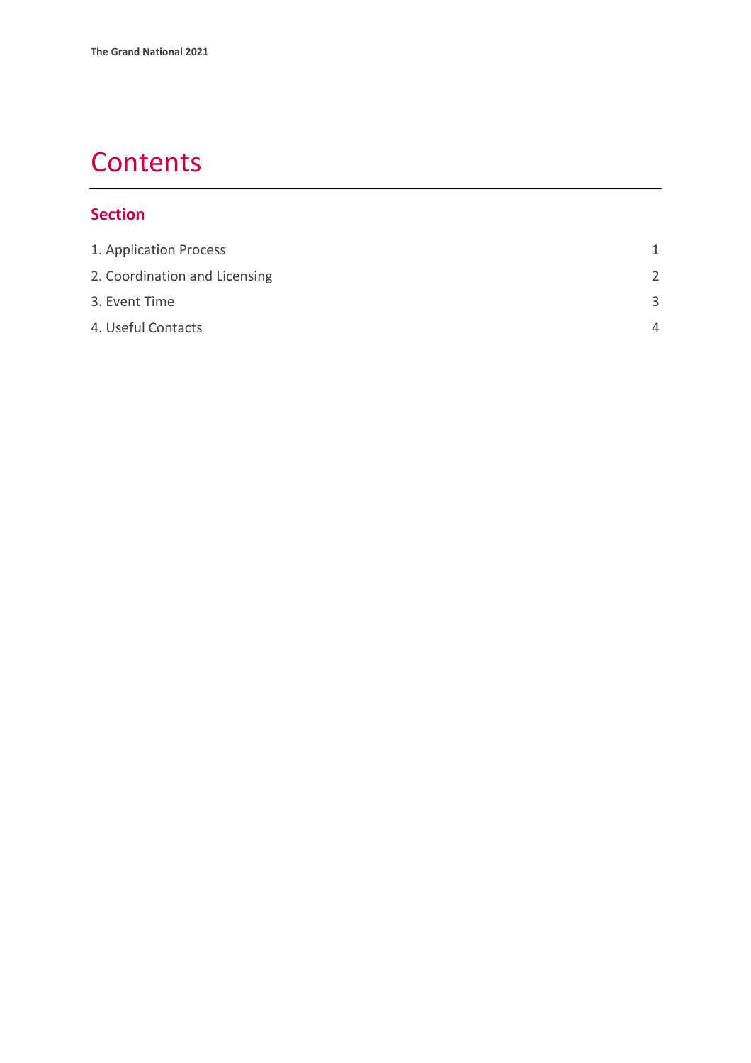# Contents

## Section

| | |
|---|---|
| 1. Application Process | 1 |
| 2. Coordination and Licensing | 2 |
| 3. Event Time | 3 |
| 4. Useful Contacts | 4 |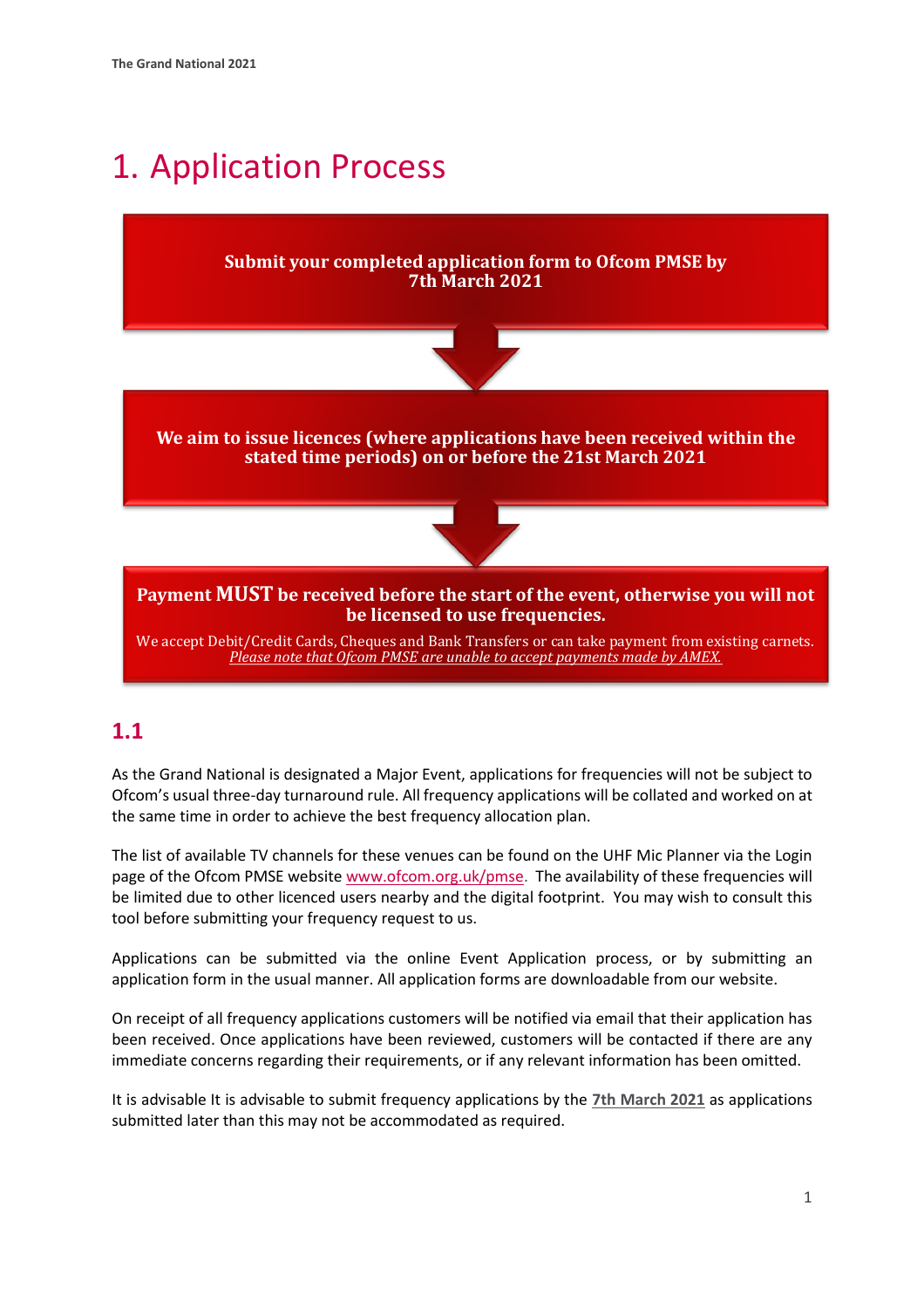# 1. Application Process

**Submit your completed application form to Ofcom PMSE by 7th March 2021**

**We aim to issue licences (where applications have been received within the stated time periods) on or before the 21st March 2021**

**Payment MUST be received before the start of the event, otherwise you will not be licensed to use frequencies.**

We accept Debit/Credit Cards, Cheques and Bank Transfers or can take payment from existing carnets. *Please note that Ofcom PMSE are unable to accept payments made by AMEX.*

## 1.1

As the Grand National is designated a Major Event, applications for frequencies will not be subject to Ofcom's usual three-day turnaround rule. All frequency applications will be collated and worked on at the same time in order to achieve the best frequency allocation plan.

The list of available TV channels for these venues can be found on the UHF Mic Planner via the Login page of the Ofcom PMSE website www.ofcom.org.uk/pmse. The availability of these frequencies will be limited due to other licenced users nearby and the digital footprint. You may wish to consult this tool before submitting your frequency request to us.

Applications can be submitted via the online Event Application process, or by submitting an application form in the usual manner. All application forms are downloadable from our website.

On receipt of all frequency applications customers will be notified via email that their application has been received. Once applications have been reviewed, customers will be contacted if there are any immediate concerns regarding their requirements, or if any relevant information has been omitted.

It is advisable It is advisable to submit frequency applications by the **7th March 2021** as applications submitted later than this may not be accommodated as required.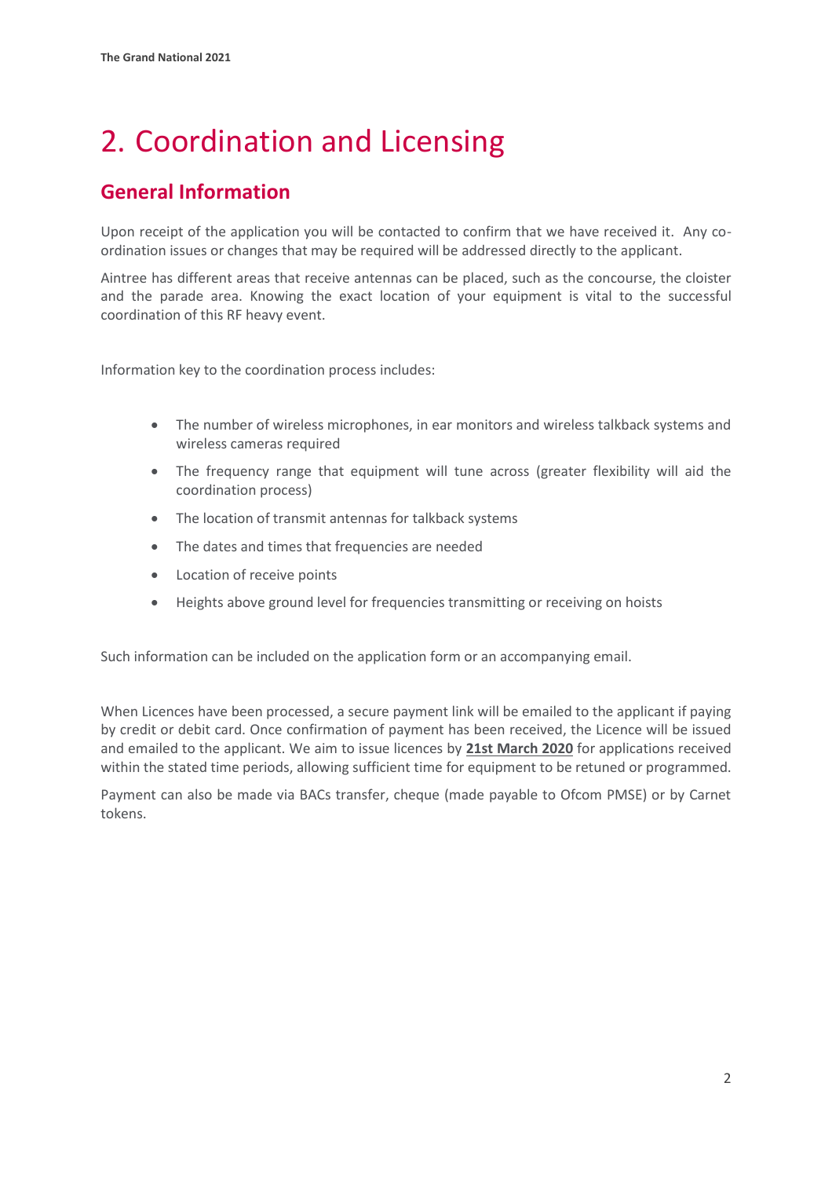# 2. Coordination and Licensing

## General Information

Upon receipt of the application you will be contacted to confirm that we have received it. Any co-ordination issues or changes that may be required will be addressed directly to the applicant.

Aintree has different areas that receive antennas can be placed, such as the concourse, the cloister and the parade area. Knowing the exact location of your equipment is vital to the successful coordination of this RF heavy event.

Information key to the coordination process includes:

- The number of wireless microphones, in ear monitors and wireless talkback systems and wireless cameras required
- The frequency range that equipment will tune across (greater flexibility will aid the coordination process)
- The location of transmit antennas for talkback systems
- The dates and times that frequencies are needed
- Location of receive points
- Heights above ground level for frequencies transmitting or receiving on hoists

Such information can be included on the application form or an accompanying email.

When Licences have been processed, a secure payment link will be emailed to the applicant if paying by credit or debit card. Once confirmation of payment has been received, the Licence will be issued and emailed to the applicant. We aim to issue licences by **21st March 2020** for applications received within the stated time periods, allowing sufficient time for equipment to be retuned or programmed.

Payment can also be made via BACs transfer, cheque (made payable to Ofcom PMSE) or by Carnet tokens.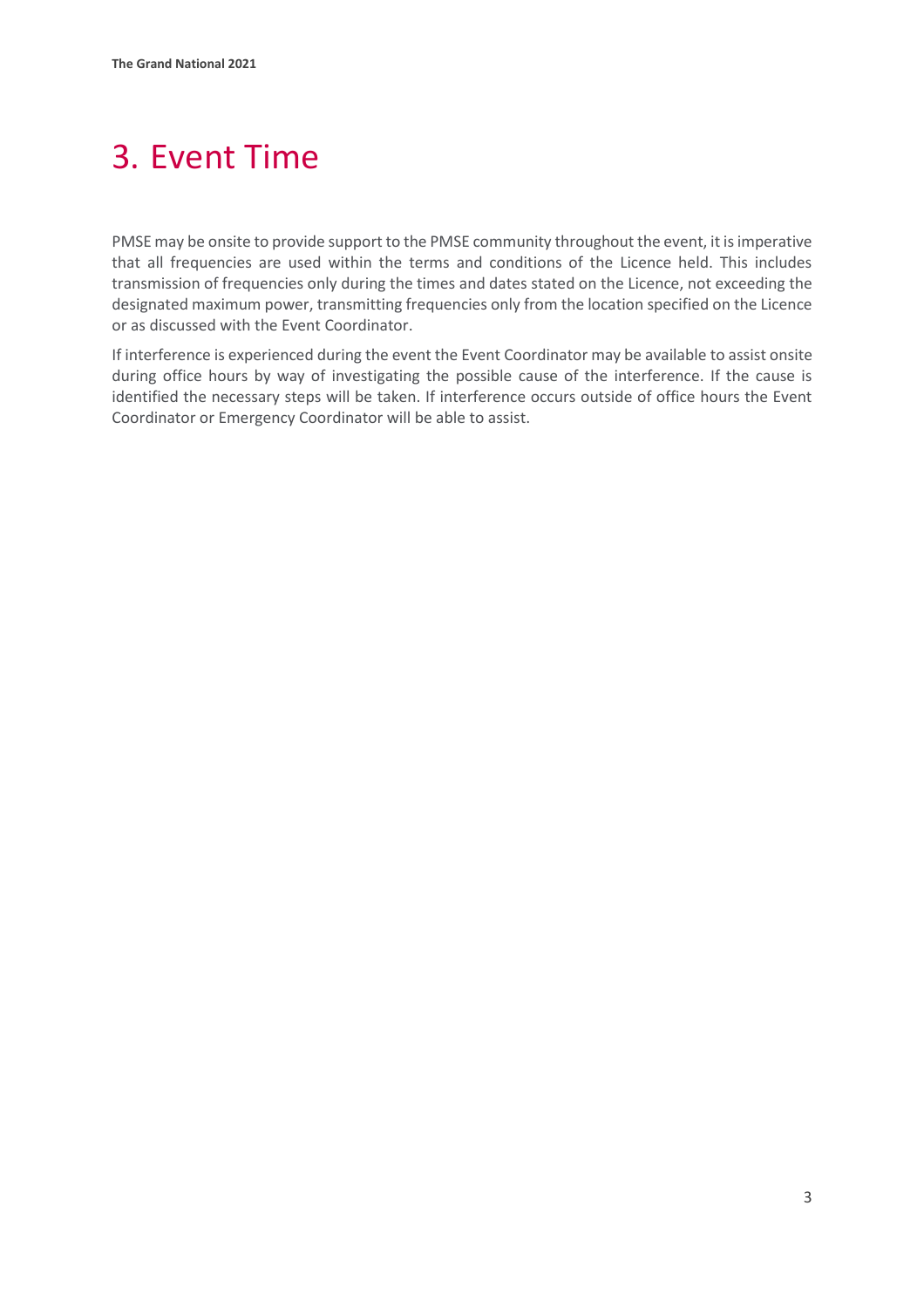# 3. Event Time

PMSE may be onsite to provide support to the PMSE community throughout the event, it is imperative that all frequencies are used within the terms and conditions of the Licence held. This includes transmission of frequencies only during the times and dates stated on the Licence, not exceeding the designated maximum power, transmitting frequencies only from the location specified on the Licence or as discussed with the Event Coordinator.

If interference is experienced during the event the Event Coordinator may be available to assist onsite during office hours by way of investigating the possible cause of the interference. If the cause is identified the necessary steps will be taken. If interference occurs outside of office hours the Event Coordinator or Emergency Coordinator will be able to assist.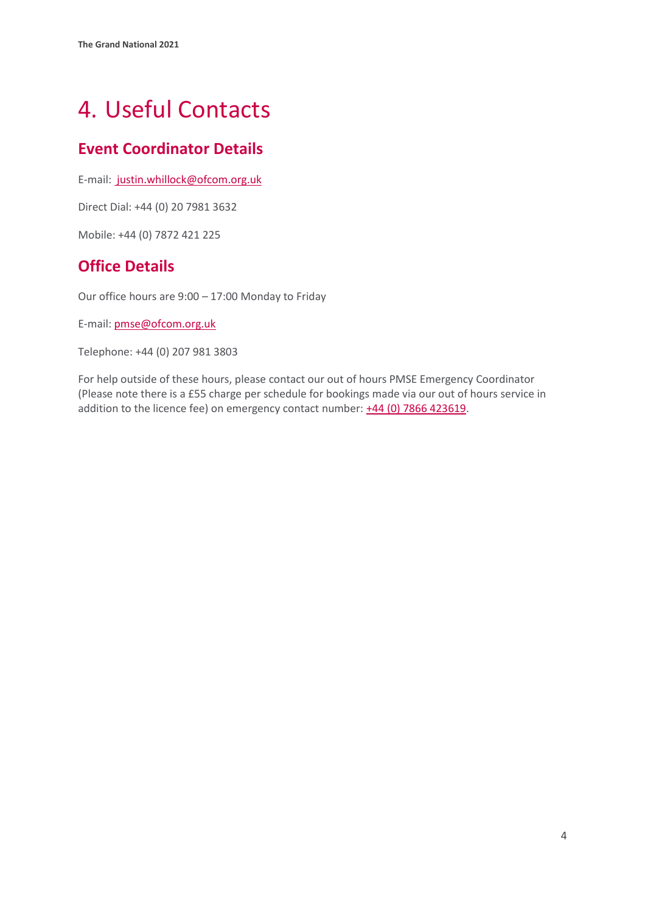# 4. Useful Contacts

## Event Coordinator Details

E-mail: justin.whillock@ofcom.org.uk

Direct Dial: +44 (0) 20 7981 3632

Mobile: +44 (0) 7872 421 225

## Office Details

Our office hours are 9:00 – 17:00 Monday to Friday

E-mail: pmse@ofcom.org.uk

Telephone: +44 (0) 207 981 3803

For help outside of these hours, please contact our out of hours PMSE Emergency Coordinator (Please note there is a £55 charge per schedule for bookings made via our out of hours service in addition to the licence fee) on emergency contact number: +44 (0) 7866 423619.